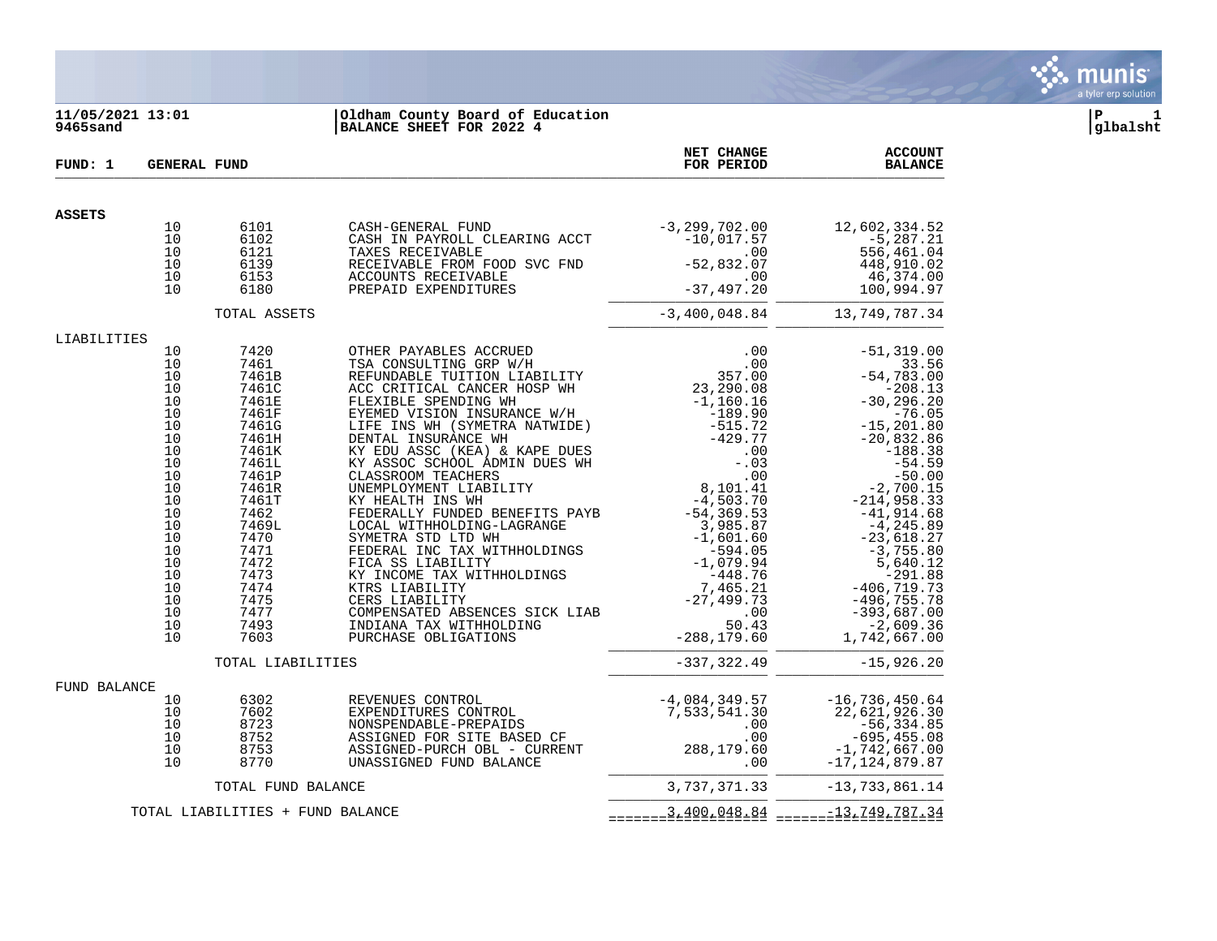**11/05/2021 13:01** | **Oldham County Board of Education** | **P 1**
**9465sand** | **BALANCE SHEET FOR 2022 4** | **glbalsht**

**FUND: 1 GENERAL FUND**

| | | | | NET CHANGE FOR PERIOD | ACCOUNT BALANCE |
|---|---|---|---|---|---|
| **ASSETS** | | | | | |
| | 10 | 6101 | CASH-GENERAL FUND | -3,299,702.00 | 12,602,334.52 |
| | 10 | 6102 | CASH IN PAYROLL CLEARING ACCT | -10,017.57 | -5,287.21 |
| | 10 | 6121 | TAXES RECEIVABLE | .00 | 556,461.04 |
| | 10 | 6139 | RECEIVABLE FROM FOOD SVC FND | -52,832.07 | 448,910.02 |
| | 10 | 6153 | ACCOUNTS RECEIVABLE | .00 | 46,374.00 |
| | 10 | 6180 | PREPAID EXPENDITURES | -37,497.20 | 100,994.97 |
| | | TOTAL ASSETS | | -3,400,048.84 | 13,749,787.34 |
| LIABILITIES | | | | | |
| | 10 | 7420 | OTHER PAYABLES ACCRUED | .00 | -51,319.00 |
| | 10 | 7461 | TSA CONSULTING GRP W/H | .00 | 33.56 |
| | 10 | 7461B | REFUNDABLE TUITION LIABILITY | 357.00 | -54,783.00 |
| | 10 | 7461C | ACC CRITICAL CANCER HOSP WH | 23,290.08 | -208.13 |
| | 10 | 7461E | FLEXIBLE SPENDING WH | -1,160.16 | -30,296.20 |
| | 10 | 7461F | EYEMED VISION INSURANCE W/H | -189.90 | -76.05 |
| | 10 | 7461G | LIFE INS WH (SYMETRA NATWIDE) | -515.72 | -15,201.80 |
| | 10 | 7461H | DENTAL INSURANCE WH | -429.77 | -20,832.86 |
| | 10 | 7461K | KY EDU ASSC (KEA) & KAPE DUES | .00 | -188.38 |
| | 10 | 7461L | KY ASSOC SCHOOL ADMIN DUES WH | -.03 | -54.59 |
| | 10 | 7461P | CLASSROOM TEACHERS | .00 | -50.00 |
| | 10 | 7461R | UNEMPLOYMENT LIABILITY | 8,101.41 | -2,700.15 |
| | 10 | 7461T | KY HEALTH INS WH | -4,503.70 | -214,958.33 |
| | 10 | 7462 | FEDERALLY FUNDED BENEFITS PAYB | -54,369.53 | -41,914.68 |
| | 10 | 7469L | LOCAL WITHHOLDING-LAGRANGE | 3,985.87 | -4,245.89 |
| | 10 | 7470 | SYMETRA STD LTD WH | -1,601.60 | -23,618.27 |
| | 10 | 7471 | FEDERAL INC TAX WITHHOLDINGS | -594.05 | -3,755.80 |
| | 10 | 7472 | FICA SS LIABILITY | -1,079.94 | 5,640.12 |
| | 10 | 7473 | KY INCOME TAX WITHHOLDINGS | -448.76 | -291.88 |
| | 10 | 7474 | KTRS LIABILITY | 7,465.21 | -406,719.73 |
| | 10 | 7475 | CERS LIABILITY | -27,499.73 | -496,755.78 |
| | 10 | 7477 | COMPENSATED ABSENCES SICK LIAB | .00 | -393,687.00 |
| | 10 | 7493 | INDIANA TAX WITHHOLDING | 50.43 | -2,609.36 |
| | 10 | 7603 | PURCHASE OBLIGATIONS | -288,179.60 | 1,742,667.00 |
| | | TOTAL LIABILITIES | | -337,322.49 | -15,926.20 |
| FUND BALANCE | | | | | |
| | 10 | 6302 | REVENUES CONTROL | -4,084,349.57 | -16,736,450.64 |
| | 10 | 7602 | EXPENDITURES CONTROL | 7,533,541.30 | 22,621,926.30 |
| | 10 | 8723 | NONSPENDABLE-PREPAIDS | .00 | -56,334.85 |
| | 10 | 8752 | ASSIGNED FOR SITE BASED CF | .00 | -695,455.08 |
| | 10 | 8753 | ASSIGNED-PURCH OBL - CURRENT | 288,179.60 | -1,742,667.00 |
| | 10 | 8770 | UNASSIGNED FUND BALANCE | .00 | -17,124,879.87 |
| | | TOTAL FUND BALANCE | | 3,737,371.33 | -13,733,861.14 |
| | TOTAL LIABILITIES + FUND BALANCE | | | 3,400,048.84 | -13,749,787.34 |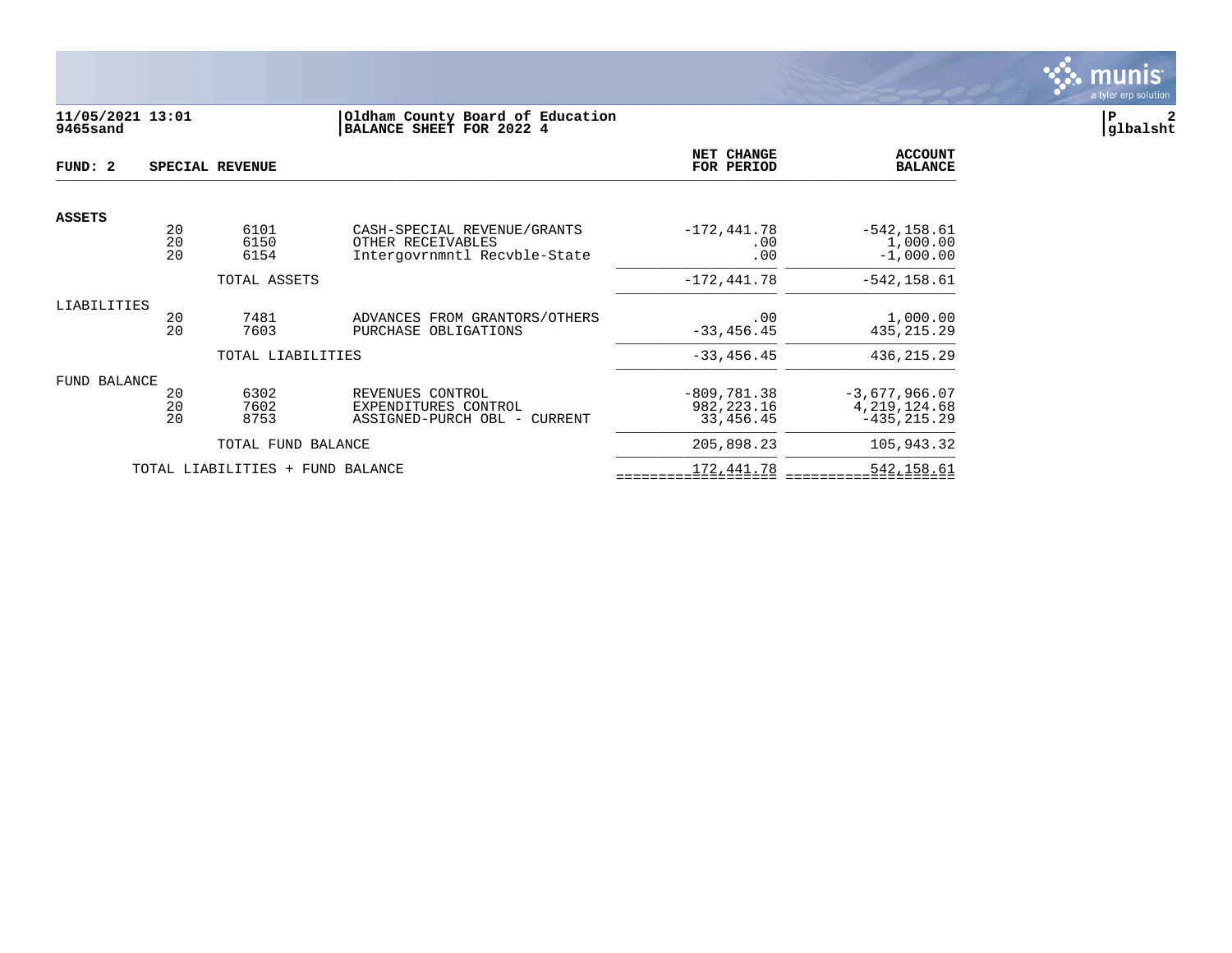**11/05/2021 13:01**
**9465sand**

**Oldham County Board of Education**
**BALANCE SHEET FOR 2022 4**

**FUND: 2 SPECIAL REVENUE**

| | | | | NET CHANGE FOR PERIOD | ACCOUNT BALANCE |
|---|---|---|---|---|---|
| **ASSETS** | | | | | |
| | 20 | 6101 | CASH-SPECIAL REVENUE/GRANTS | -172,441.78 | -542,158.61 |
| | 20 | 6150 | OTHER RECEIVABLES | .00 | 1,000.00 |
| | 20 | 6154 | Intergovrnmntl Recvble-State | .00 | -1,000.00 |
| | | TOTAL ASSETS | | -172,441.78 | -542,158.61 |
| LIABILITIES | | | | | |
| | 20 | 7481 | ADVANCES FROM GRANTORS/OTHERS | .00 | 1,000.00 |
| | 20 | 7603 | PURCHASE OBLIGATIONS | -33,456.45 | 435,215.29 |
| | | TOTAL LIABILITIES | | -33,456.45 | 436,215.29 |
| FUND BALANCE | | | | | |
| | 20 | 6302 | REVENUES CONTROL | -809,781.38 | -3,677,966.07 |
| | 20 | 7602 | EXPENDITURES CONTROL | 982,223.16 | 4,219,124.68 |
| | 20 | 8753 | ASSIGNED-PURCH OBL - CURRENT | 33,456.45 | -435,215.29 |
| | | TOTAL FUND BALANCE | | 205,898.23 | 105,943.32 |
| | TOTAL LIABILITIES + FUND BALANCE | | | 172,441.78 | 542,158.61 |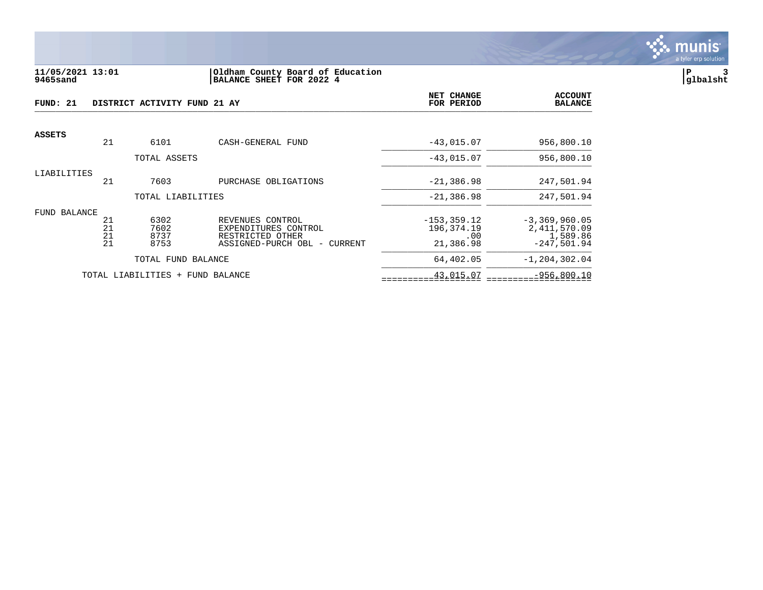**11/05/2021 13:01**
**9465sand**

**Oldham County Board of Education**
**BALANCE SHEET FOR 2022 4**

**P 3**
**glbalsht**

**FUND: 21 DISTRICT ACTIVITY FUND 21 AY**

| | | | | NET CHANGE FOR PERIOD | ACCOUNT BALANCE |
|---|---|---|---|---|---|
| **ASSETS** | | | | | |
| | 21 | 6101 | CASH-GENERAL FUND | -43,015.07 | 956,800.10 |
| | | TOTAL ASSETS | | -43,015.07 | 956,800.10 |
| LIABILITIES | | | | | |
| | 21 | 7603 | PURCHASE OBLIGATIONS | -21,386.98 | 247,501.94 |
| | | TOTAL LIABILITIES | | -21,386.98 | 247,501.94 |
| FUND BALANCE | | | | | |
| | 21 | 6302 | REVENUES CONTROL | -153,359.12 | -3,369,960.05 |
| | 21 | 7602 | EXPENDITURES CONTROL | 196,374.19 | 2,411,570.09 |
| | 21 | 8737 | RESTRICTED OTHER | .00 | 1,589.86 |
| | 21 | 8753 | ASSIGNED-PURCH OBL - CURRENT | 21,386.98 | -247,501.94 |
| | | TOTAL FUND BALANCE | | 64,402.05 | -1,204,302.04 |
| | TOTAL LIABILITIES + FUND BALANCE | | | 43,015.07 | -956,800.10 |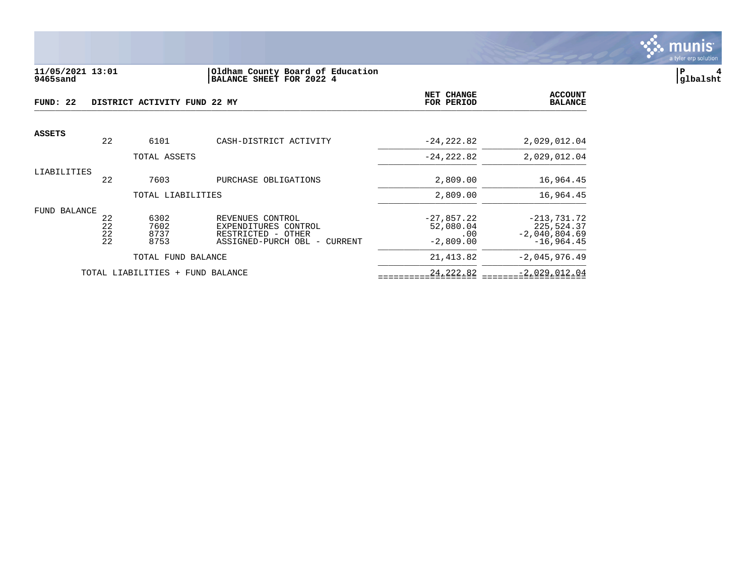11/05/2021 13:01
9465sand

Oldham County Board of Education
BALANCE SHEET FOR 2022 4

glbalsht

| FUND: 22 | DISTRICT ACTIVITY FUND 22 MY | | | NET CHANGE FOR PERIOD | ACCOUNT BALANCE |
|---|---|---|---|---|---|
| **ASSETS** | | | | | |
| | 22 | 6101 | CASH-DISTRICT ACTIVITY | -24,222.82 | 2,029,012.04 |
| | | TOTAL ASSETS | | -24,222.82 | 2,029,012.04 |
| LIABILITIES | | | | | |
| | 22 | 7603 | PURCHASE OBLIGATIONS | 2,809.00 | 16,964.45 |
| | | TOTAL LIABILITIES | | 2,809.00 | 16,964.45 |
| FUND BALANCE | | | | | |
| | 22 | 6302 | REVENUES CONTROL | -27,857.22 | -213,731.72 |
| | 22 | 7602 | EXPENDITURES CONTROL | 52,080.04 | 225,524.37 |
| | 22 | 8737 | RESTRICTED - OTHER | .00 | -2,040,804.69 |
| | 22 | 8753 | ASSIGNED-PURCH OBL - CURRENT | -2,809.00 | -16,964.45 |
| | | TOTAL FUND BALANCE | | 21,413.82 | -2,045,976.49 |
| | TOTAL LIABILITIES + FUND BALANCE | | | 24,222.82 | -2,029,012.04 |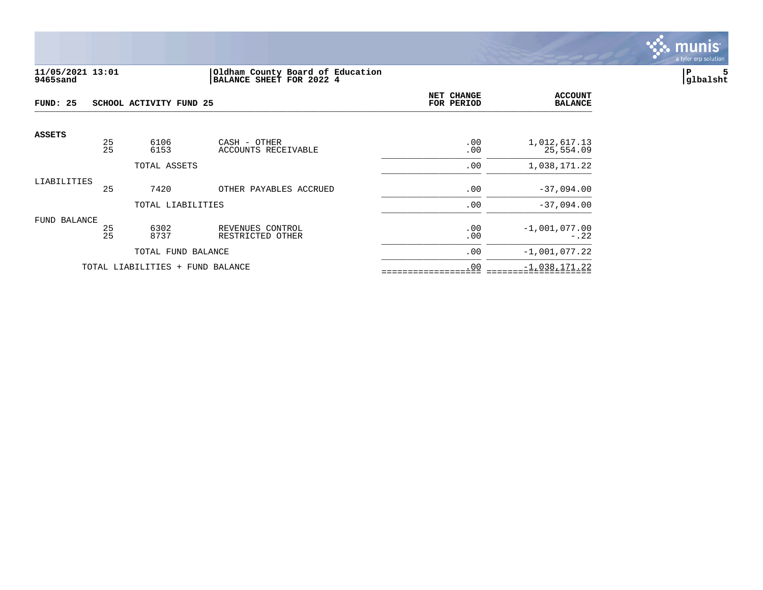11/05/2021 13:01
9465sand

Oldham County Board of Education
BALANCE SHEET FOR 2022 4

P 5
glbalsht

| FUND: 25 | SCHOOL ACTIVITY FUND 25 | | | NET CHANGE FOR PERIOD | ACCOUNT BALANCE |
|---|---|---|---|---|---|
| **ASSETS** | | | | | |
| | 25 | 6106 | CASH - OTHER | .00 | 1,012,617.13 |
| | 25 | 6153 | ACCOUNTS RECEIVABLE | .00 | 25,554.09 |
| | | TOTAL ASSETS | | .00 | 1,038,171.22 |
| LIABILITIES | | | | | |
| | 25 | 7420 | OTHER PAYABLES ACCRUED | .00 | -37,094.00 |
| | | TOTAL LIABILITIES | | .00 | -37,094.00 |
| FUND BALANCE | | | | | |
| | 25 | 6302 | REVENUES CONTROL | .00 | -1,001,077.00 |
| | 25 | 8737 | RESTRICTED OTHER | .00 | -.22 |
| | | TOTAL FUND BALANCE | | .00 | -1,001,077.22 |
| | TOTAL LIABILITIES + FUND BALANCE | | | .00 | -1,038,171.22 |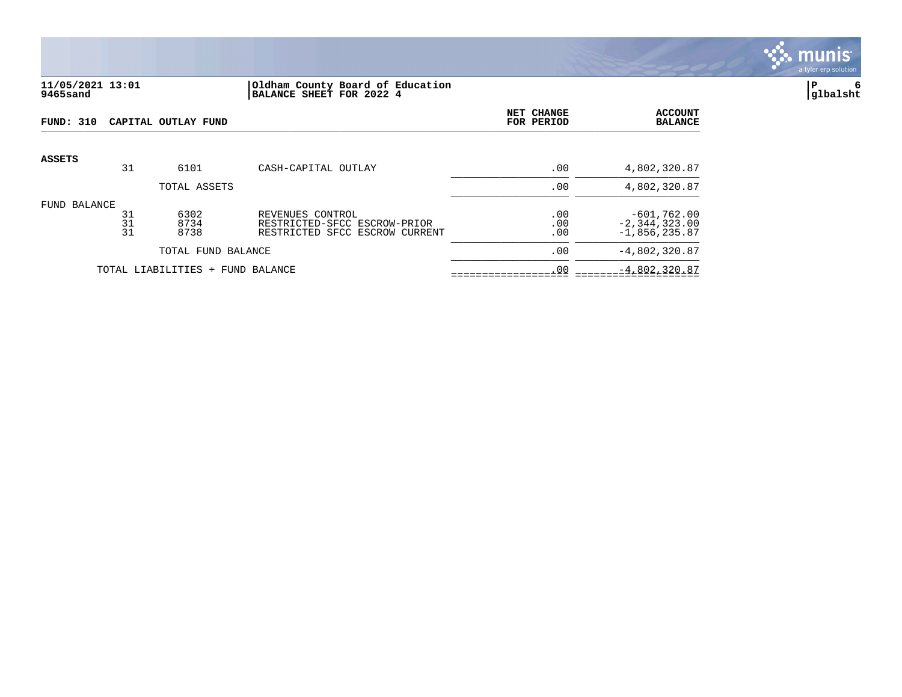11/05/2021 13:01
9465sand

**Oldham County Board of Education**
**BALANCE SHEET FOR 2022 4**

| FUND: 310 CAPITAL OUTLAY FUND | | | | NET CHANGE FOR PERIOD | ACCOUNT BALANCE |
|---|---|---|---|---|---|
| **ASSETS** | 31 | 6101 | CASH-CAPITAL OUTLAY | .00 | 4,802,320.87 |
| | | TOTAL ASSETS | | .00 | 4,802,320.87 |
| FUND BALANCE | 31 | 6302 | REVENUES CONTROL | .00 | -601,762.00 |
| | 31 | 8734 | RESTRICTED-SFCC ESCROW-PRIOR | .00 | -2,344,323.00 |
| | 31 | 8738 | RESTRICTED SFCC ESCROW CURRENT | .00 | -1,856,235.87 |
| | | TOTAL FUND BALANCE | | .00 | -4,802,320.87 |
| TOTAL LIABILITIES + FUND BALANCE | | | | .00 | -4,802,320.87 |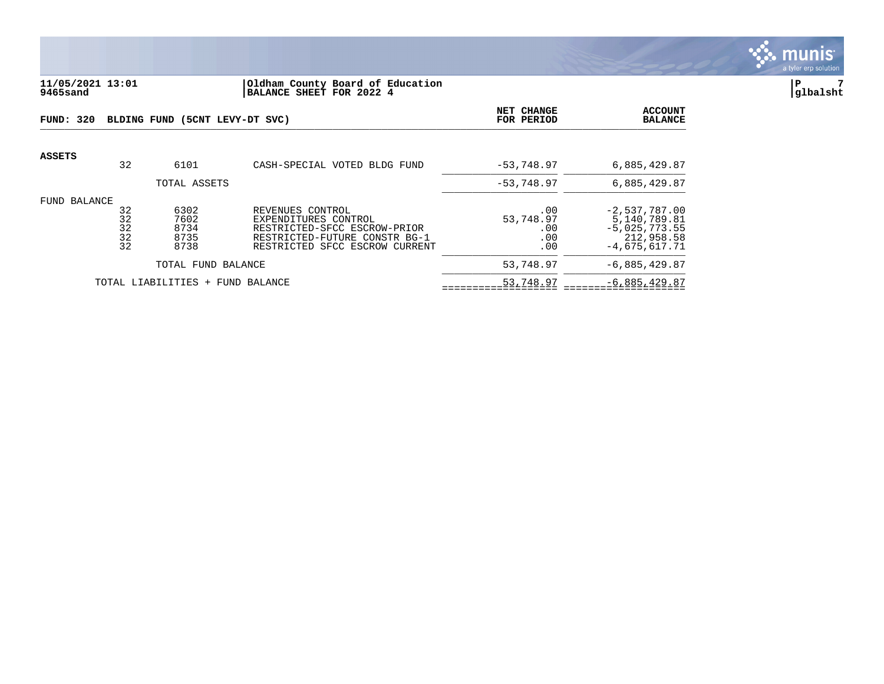11/05/2021 13:01
9465sand

Oldham County Board of Education
BALANCE SHEET FOR 2022 4

glbalsht

**FUND: 320 BLDING FUND (5CNT LEVY-DT SVC)**

| | | | | NET CHANGE FOR PERIOD | ACCOUNT BALANCE |
|---|---|---|---|---|---|
| **ASSETS** | | | | | |
| | 32 | 6101 | CASH-SPECIAL VOTED BLDG FUND | -53,748.97 | 6,885,429.87 |
| | | TOTAL ASSETS | | -53,748.97 | 6,885,429.87 |
| FUND BALANCE | | | | | |
| | 32 | 6302 | REVENUES CONTROL | .00 | -2,537,787.00 |
| | 32 | 7602 | EXPENDITURES CONTROL | 53,748.97 | 5,140,789.81 |
| | 32 | 8734 | RESTRICTED-SFCC ESCROW-PRIOR | .00 | -5,025,773.55 |
| | 32 | 8735 | RESTRICTED-FUTURE CONSTR BG-1 | .00 | 212,958.58 |
| | 32 | 8738 | RESTRICTED SFCC ESCROW CURRENT | .00 | -4,675,617.71 |
| | | TOTAL FUND BALANCE | | 53,748.97 | -6,885,429.87 |
| | TOTAL LIABILITIES + FUND BALANCE | | | 53,748.97 | -6,885,429.87 |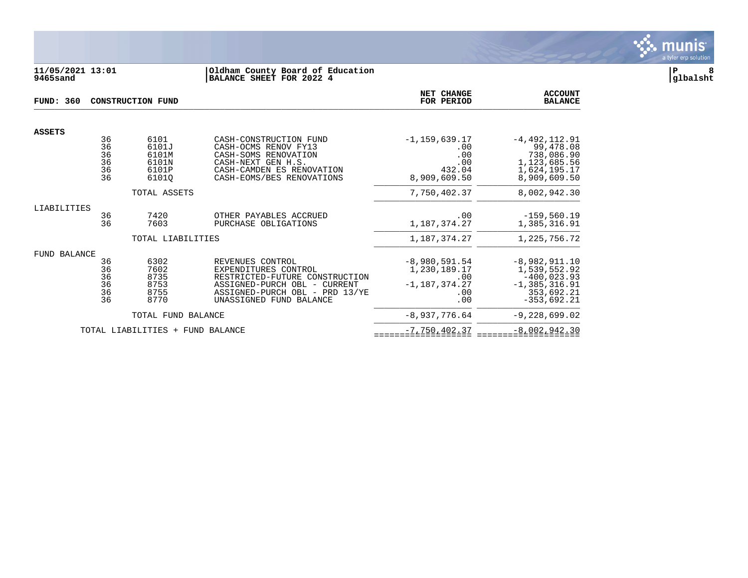11/05/2021 13:01
9465sand

Oldham County Board of Education
BALANCE SHEET FOR 2022 4

**FUND: 360 CONSTRUCTION FUND**

| | | | | NET CHANGE FOR PERIOD | ACCOUNT BALANCE |
|---|---|---|---|---|---|
| **ASSETS** | | | | | |
| | 36 | 6101 | CASH-CONSTRUCTION FUND | -1,159,639.17 | -4,492,112.91 |
| | 36 | 6101J | CASH-OCMS RENOV FY13 | .00 | 99,478.08 |
| | 36 | 6101M | CASH-SOMS RENOVATION | .00 | 738,086.90 |
| | 36 | 6101N | CASH-NEXT GEN H.S. | .00 | 1,123,685.56 |
| | 36 | 6101P | CASH-CAMDEN ES RENOVATION | 432.04 | 1,624,195.17 |
| | 36 | 6101Q | CASH-EOMS/BES RENOVATIONS | 8,909,609.50 | 8,909,609.50 |
| | | TOTAL ASSETS | | 7,750,402.37 | 8,002,942.30 |
| LIABILITIES | | | | | |
| | 36 | 7420 | OTHER PAYABLES ACCRUED | .00 | -159,560.19 |
| | 36 | 7603 | PURCHASE OBLIGATIONS | 1,187,374.27 | 1,385,316.91 |
| | | TOTAL LIABILITIES | | 1,187,374.27 | 1,225,756.72 |
| FUND BALANCE | | | | | |
| | 36 | 6302 | REVENUES CONTROL | -8,980,591.54 | -8,982,911.10 |
| | 36 | 7602 | EXPENDITURES CONTROL | 1,230,189.17 | 1,539,552.92 |
| | 36 | 8735 | RESTRICTED-FUTURE CONSTRUCTION | .00 | -400,023.93 |
| | 36 | 8753 | ASSIGNED-PURCH OBL - CURRENT | -1,187,374.27 | -1,385,316.91 |
| | 36 | 8755 | ASSIGNED-PURCH OBL - PRD 13/YE | .00 | 353,692.21 |
| | 36 | 8770 | UNASSIGNED FUND BALANCE | .00 | -353,692.21 |
| | | TOTAL FUND BALANCE | | -8,937,776.64 | -9,228,699.02 |
| | TOTAL LIABILITIES + FUND BALANCE | | | -7,750,402.37 | -8,002,942.30 |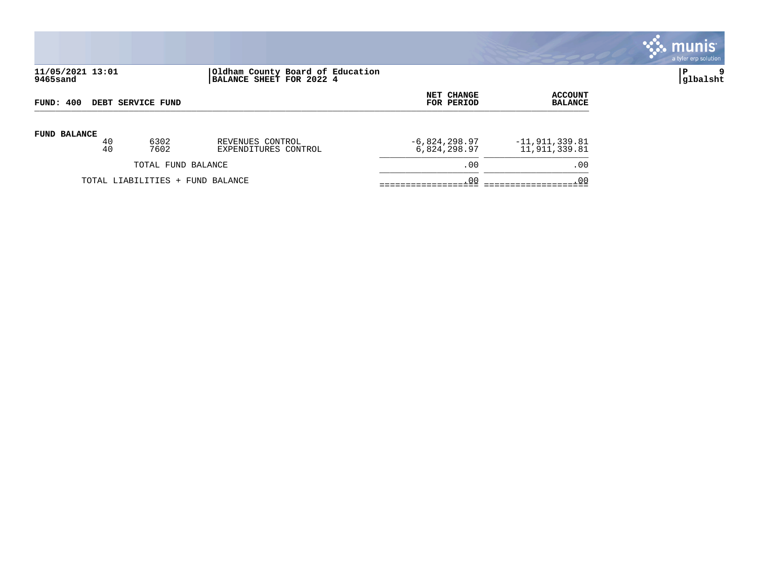11/05/2021 13:01
9465sand

**Oldham County Board of Education**
**BALANCE SHEET FOR 2022 4**

P 9
glbalsht

| FUND: 400 DEBT SERVICE FUND | | | NET CHANGE FOR PERIOD | ACCOUNT BALANCE |
|---|---|---|---|---|
| **FUND BALANCE** | | | | |
| 40 | 6302 | REVENUES CONTROL | -6,824,298.97 | -11,911,339.81 |
| 40 | 7602 | EXPENDITURES CONTROL | 6,824,298.97 | 11,911,339.81 |
| TOTAL FUND BALANCE | | | .00 | .00 |
| TOTAL LIABILITIES + FUND BALANCE | | | .00 | .00 |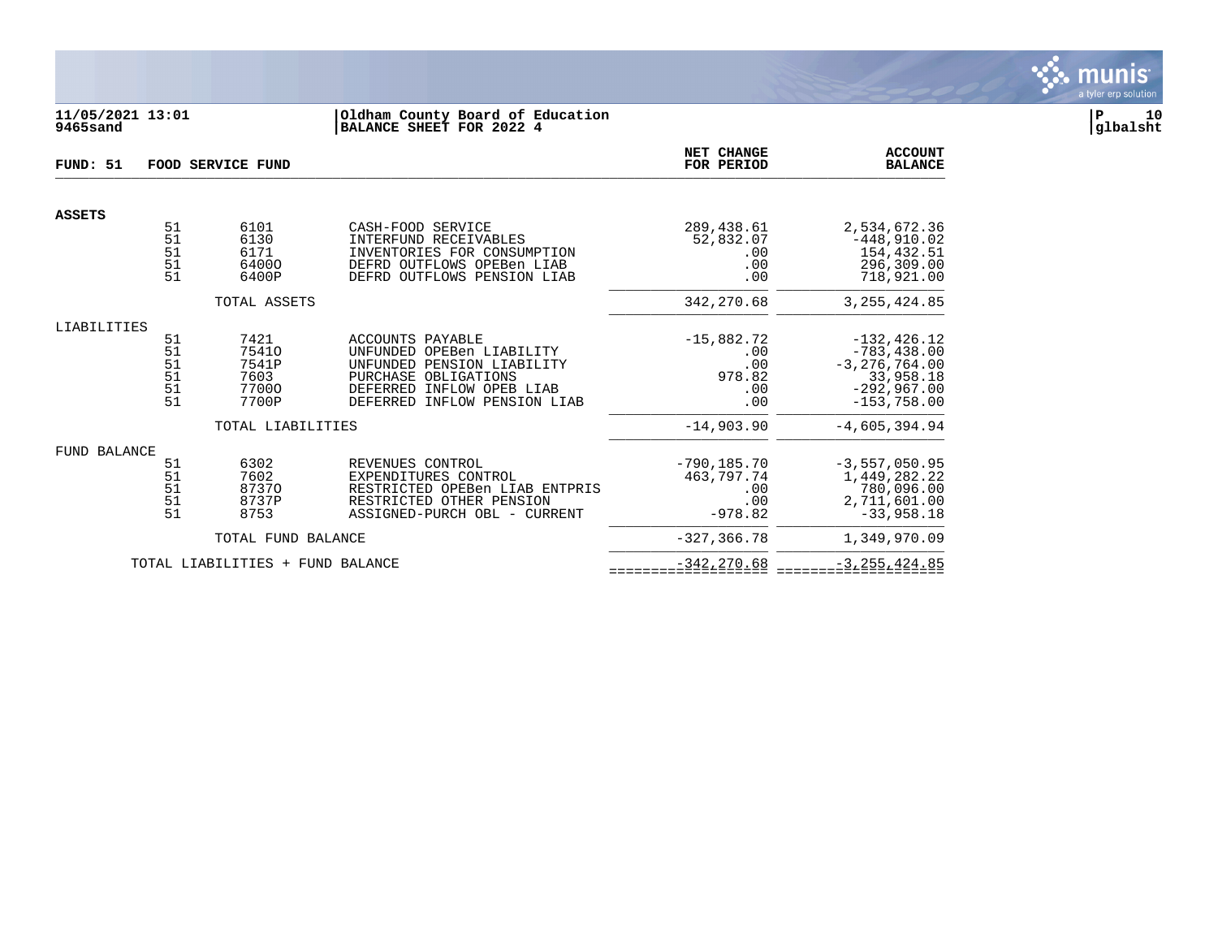11/05/2021 13:01 | Oldham County Board of Education
9465sand | BALANCE SHEET FOR 2022 4

glbalsht

**FUND: 51 FOOD SERVICE FUND**

| | | | | NET CHANGE FOR PERIOD | ACCOUNT BALANCE |
|---|---|---|---|---|---|
| **ASSETS** | | | | | |
| | 51 | 6101 | CASH-FOOD SERVICE | 289,438.61 | 2,534,672.36 |
| | 51 | 6130 | INTERFUND RECEIVABLES | 52,832.07 | -448,910.02 |
| | 51 | 6171 | INVENTORIES FOR CONSUMPTION | .00 | 154,432.51 |
| | 51 | 6400O | DEFRD OUTFLOWS OPEBen LIAB | .00 | 296,309.00 |
| | 51 | 6400P | DEFRD OUTFLOWS PENSION LIAB | .00 | 718,921.00 |
| | | TOTAL ASSETS | | 342,270.68 | 3,255,424.85 |
| LIABILITIES | | | | | |
| | 51 | 7421 | ACCOUNTS PAYABLE | -15,882.72 | -132,426.12 |
| | 51 | 7541O | UNFUNDED OPEBen LIABILITY | .00 | -783,438.00 |
| | 51 | 7541P | UNFUNDED PENSION LIABILITY | .00 | -3,276,764.00 |
| | 51 | 7603 | PURCHASE OBLIGATIONS | 978.82 | 33,958.18 |
| | 51 | 7700O | DEFERRED INFLOW OPEB LIAB | .00 | -292,967.00 |
| | 51 | 7700P | DEFERRED INFLOW PENSION LIAB | .00 | -153,758.00 |
| | | TOTAL LIABILITIES | | -14,903.90 | -4,605,394.94 |
| FUND BALANCE | | | | | |
| | 51 | 6302 | REVENUES CONTROL | -790,185.70 | -3,557,050.95 |
| | 51 | 7602 | EXPENDITURES CONTROL | 463,797.74 | 1,449,282.22 |
| | 51 | 8737O | RESTRICTED OPEBen LIAB ENTPRIS | .00 | 780,096.00 |
| | 51 | 8737P | RESTRICTED OTHER PENSION | .00 | 2,711,601.00 |
| | 51 | 8753 | ASSIGNED-PURCH OBL - CURRENT | -978.82 | -33,958.18 |
| | | TOTAL FUND BALANCE | | -327,366.78 | 1,349,970.09 |
| | | TOTAL LIABILITIES + FUND BALANCE | | -342,270.68 | -3,255,424.85 |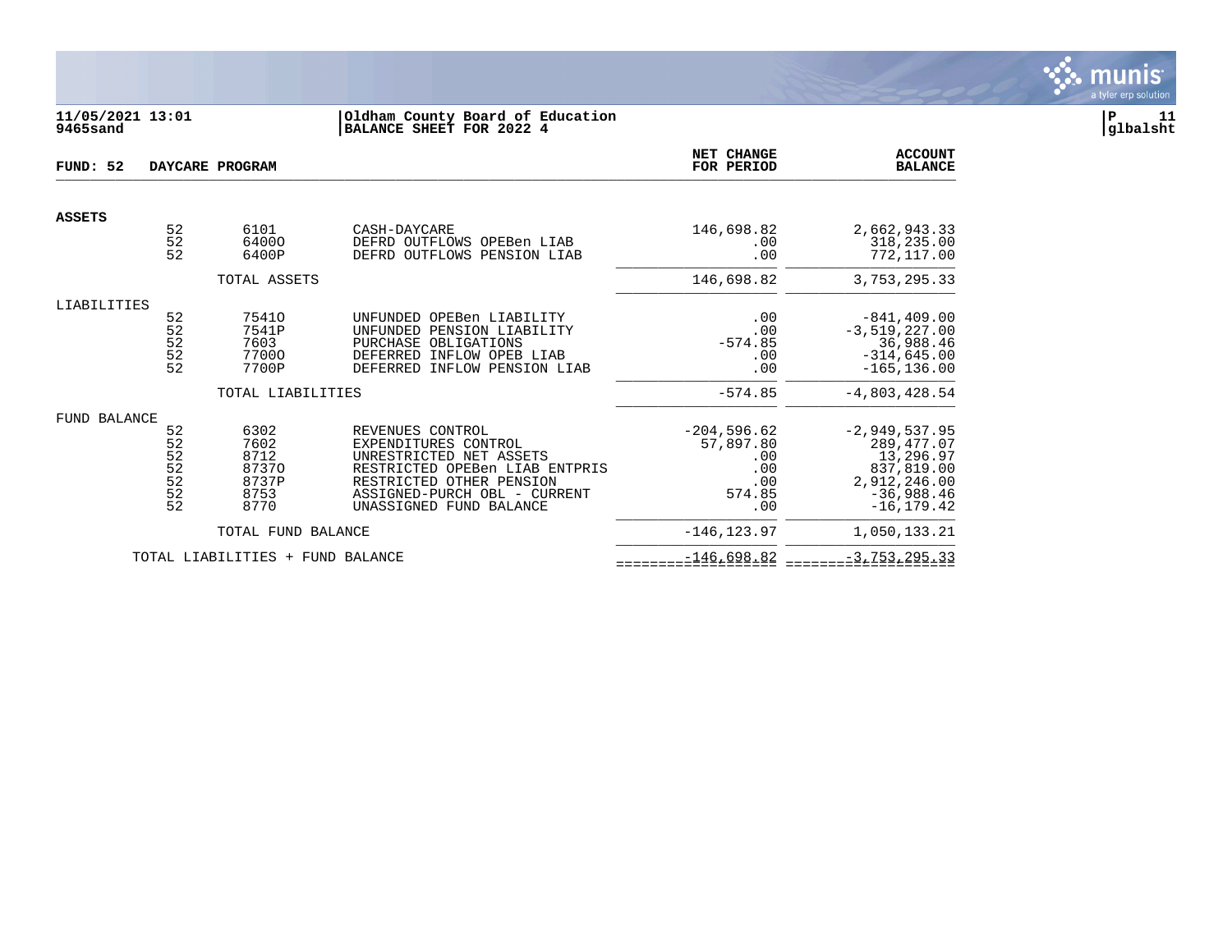11/05/2021 13:01
9465sand

**Oldham County Board of Education**
**BALANCE SHEET FOR 2022 4**

P 11
glbalsht

**FUND: 52 DAYCARE PROGRAM**

| | | | | NET CHANGE FOR PERIOD | ACCOUNT BALANCE |
|---|---|---|---|---|---|
| **ASSETS** | | | | | |
| | 52 | 6101 | CASH-DAYCARE | 146,698.82 | 2,662,943.33 |
| | 52 | 6400O | DEFRD OUTFLOWS OPEBen LIAB | .00 | 318,235.00 |
| | 52 | 6400P | DEFRD OUTFLOWS PENSION LIAB | .00 | 772,117.00 |
| | TOTAL ASSETS | | | 146,698.82 | 3,753,295.33 |
| LIABILITIES | | | | | |
| | 52 | 7541O | UNFUNDED OPEBen LIABILITY | .00 | -841,409.00 |
| | 52 | 7541P | UNFUNDED PENSION LIABILITY | .00 | -3,519,227.00 |
| | 52 | 7603 | PURCHASE OBLIGATIONS | -574.85 | 36,988.46 |
| | 52 | 7700O | DEFERRED INFLOW OPEB LIAB | .00 | -314,645.00 |
| | 52 | 7700P | DEFERRED INFLOW PENSION LIAB | .00 | -165,136.00 |
| | TOTAL LIABILITIES | | | -574.85 | -4,803,428.54 |
| FUND BALANCE | | | | | |
| | 52 | 6302 | REVENUES CONTROL | -204,596.62 | -2,949,537.95 |
| | 52 | 7602 | EXPENDITURES CONTROL | 57,897.80 | 289,477.07 |
| | 52 | 8712 | UNRESTRICTED NET ASSETS | .00 | 13,296.97 |
| | 52 | 8737O | RESTRICTED OPEBen LIAB ENTPRIS | .00 | 837,819.00 |
| | 52 | 8737P | RESTRICTED OTHER PENSION | .00 | 2,912,246.00 |
| | 52 | 8753 | ASSIGNED-PURCH OBL - CURRENT | 574.85 | -36,988.46 |
| | 52 | 8770 | UNASSIGNED FUND BALANCE | .00 | -16,179.42 |
| | TOTAL FUND BALANCE | | | -146,123.97 | 1,050,133.21 |
| TOTAL LIABILITIES + FUND BALANCE | | | | -146,698.82 | -3,753,295.33 |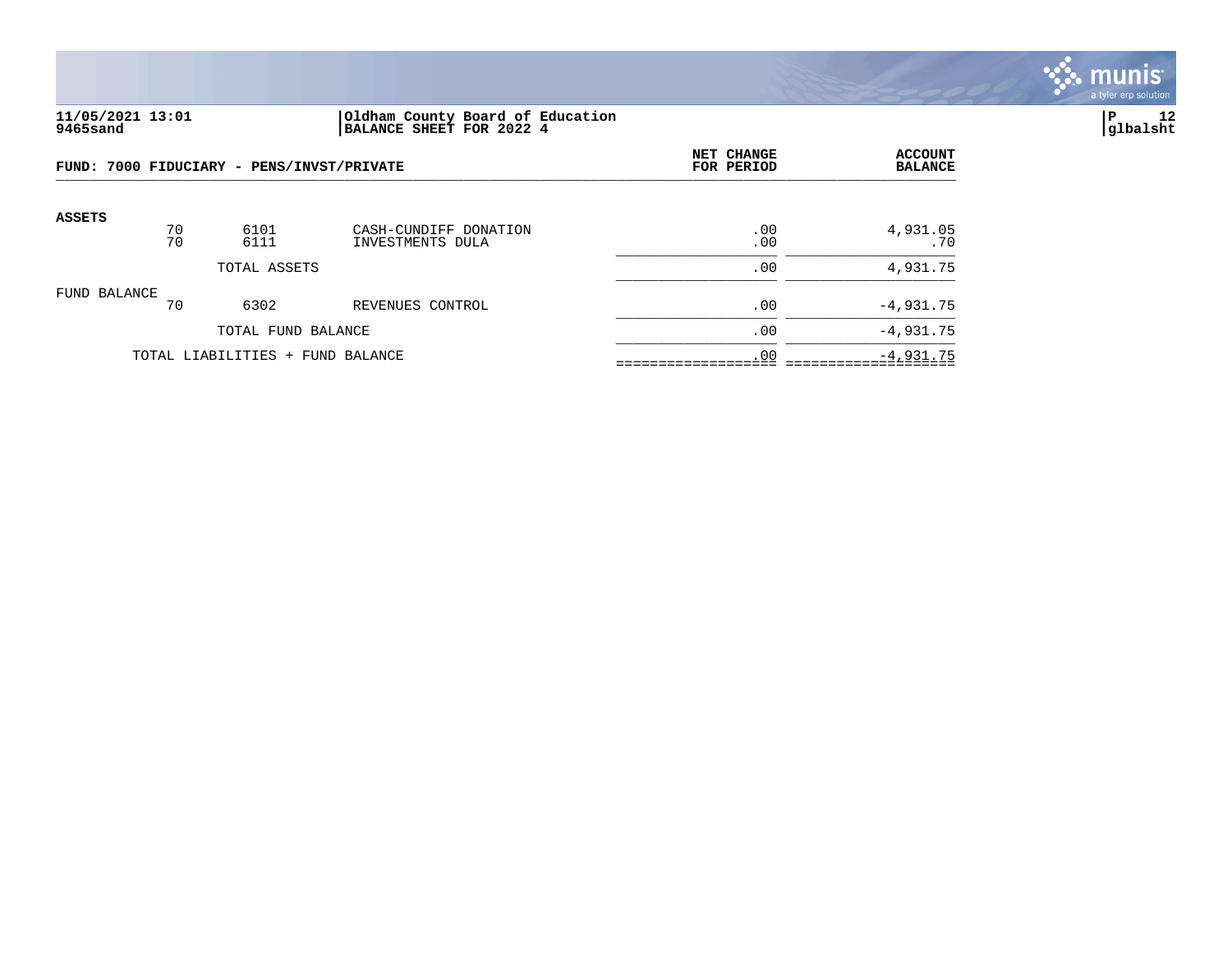**11/05/2021 13:01** | **Oldham County Board of Education**
**9465sand** | **BALANCE SHEET FOR 2022 4**

**P 12**
**glbalsht**

**FUND: 7000 FIDUCIARY - PENS/INVST/PRIVATE**

| | | | | NET CHANGE FOR PERIOD | ACCOUNT BALANCE |
|---|---|---|---|---|---|
| **ASSETS** | | | | | |
| | 70 | 6101 | CASH-CUNDIFF DONATION | .00 | 4,931.05 |
| | 70 | 6111 | INVESTMENTS DULA | .00 | .70 |
| | | TOTAL ASSETS | | .00 | 4,931.75 |
| FUND BALANCE | | | | | |
| | 70 | 6302 | REVENUES CONTROL | .00 | -4,931.75 |
| | | TOTAL FUND BALANCE | | .00 | -4,931.75 |
| | TOTAL LIABILITIES + FUND BALANCE | | | .00 | -4,931.75 |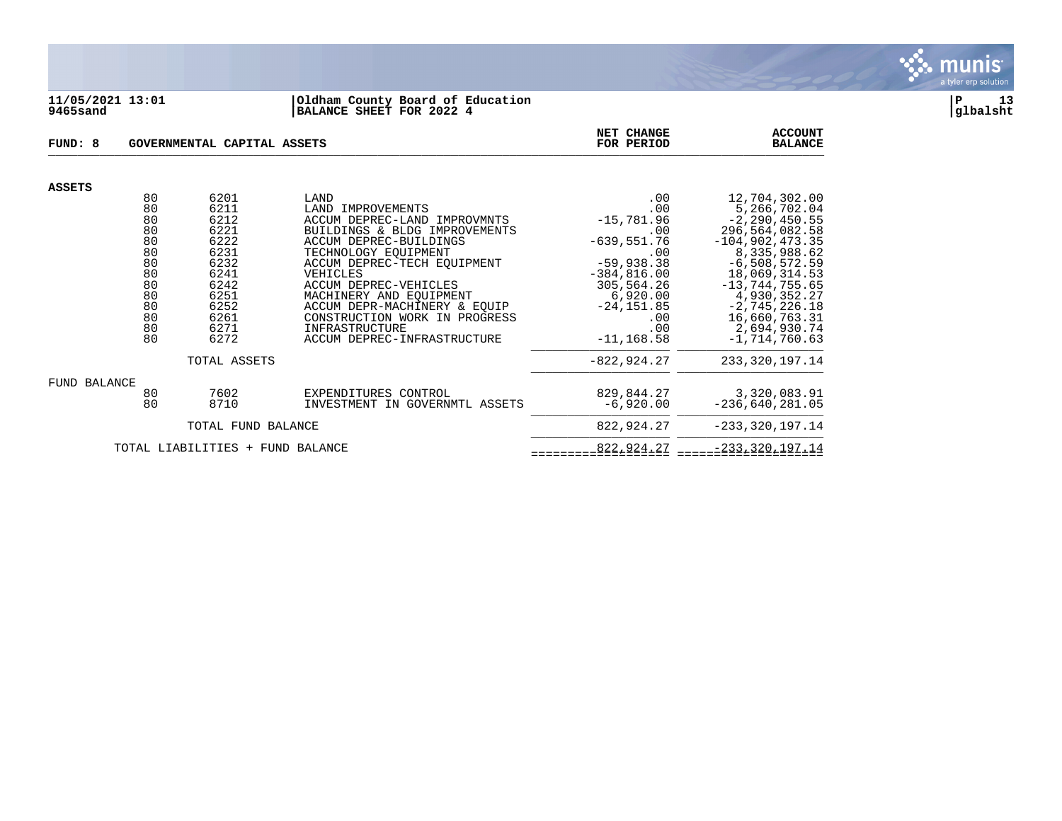11/05/2021 13:01 | Oldham County Board of Education
9465sand | BALANCE SHEET FOR 2022 4

| FUND: 8 | | GOVERNMENTAL CAPITAL ASSETS | NET CHANGE FOR PERIOD | ACCOUNT BALANCE |
|---|---|---|---|---|
| **ASSETS** | | | | |
| 80 | 6201 | LAND | .00 | 12,704,302.00 |
| 80 | 6211 | LAND IMPROVEMENTS | .00 | 5,266,702.04 |
| 80 | 6212 | ACCUM DEPREC-LAND IMPROVMNTS | -15,781.96 | -2,290,450.55 |
| 80 | 6221 | BUILDINGS & BLDG IMPROVEMENTS | .00 | 296,564,082.58 |
| 80 | 6222 | ACCUM DEPREC-BUILDINGS | -639,551.76 | -104,902,473.35 |
| 80 | 6231 | TECHNOLOGY EQUIPMENT | .00 | 8,335,988.62 |
| 80 | 6232 | ACCUM DEPREC-TECH EQUIPMENT | -59,938.38 | -6,508,572.59 |
| 80 | 6241 | VEHICLES | -384,816.00 | 18,069,314.53 |
| 80 | 6242 | ACCUM DEPREC-VEHICLES | 305,564.26 | -13,744,755.65 |
| 80 | 6251 | MACHINERY AND EQUIPMENT | 6,920.00 | 4,930,352.27 |
| 80 | 6252 | ACCUM DEPR-MACHINERY & EQUIP | -24,151.85 | -2,745,226.18 |
| 80 | 6261 | CONSTRUCTION WORK IN PROGRESS | .00 | 16,660,763.31 |
| 80 | 6271 | INFRASTRUCTURE | .00 | 2,694,930.74 |
| 80 | 6272 | ACCUM DEPREC-INFRASTRUCTURE | -11,168.58 | -1,714,760.63 |
| | TOTAL ASSETS | | -822,924.27 | 233,320,197.14 |
| FUND BALANCE | | | | |
| 80 | 7602 | EXPENDITURES CONTROL | 829,844.27 | 3,320,083.91 |
| 80 | 8710 | INVESTMENT IN GOVERNMTL ASSETS | -6,920.00 | -236,640,281.05 |
| | TOTAL FUND BALANCE | | 822,924.27 | -233,320,197.14 |
| TOTAL LIABILITIES + FUND BALANCE | | | 822,924.27 | -233,320,197.14 |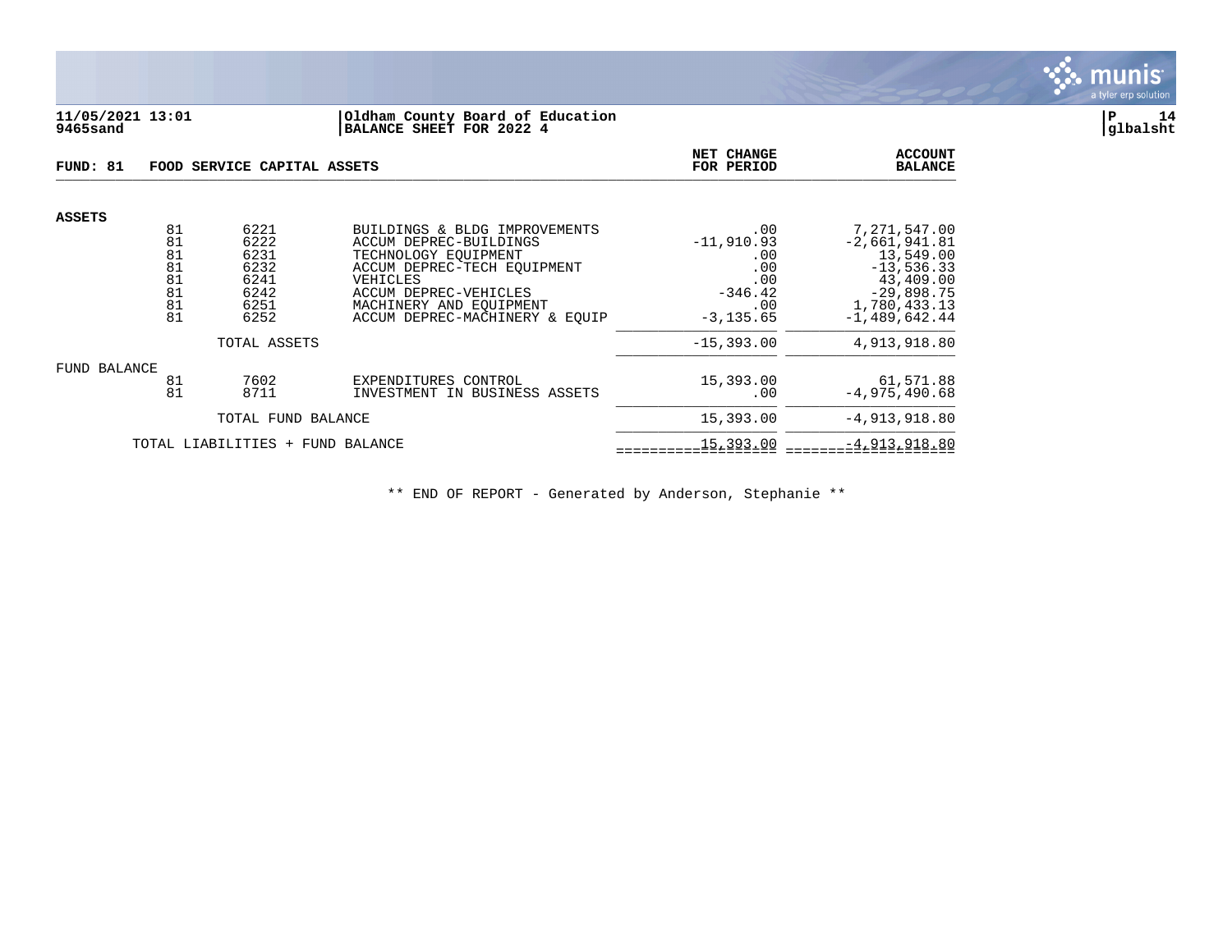11/05/2021 13:01 | Oldham County Board of Education
9465sand | BALANCE SHEET FOR 2022 4

glbalsht

**FUND: 81 FOOD SERVICE CAPITAL ASSETS**

| | | | | NET CHANGE FOR PERIOD | ACCOUNT BALANCE |
|---|---|---|---|---|---|
| **ASSETS** | | | | | |
| | 81 | 6221 | BUILDINGS & BLDG IMPROVEMENTS | .00 | 7,271,547.00 |
| | 81 | 6222 | ACCUM DEPREC-BUILDINGS | -11,910.93 | -2,661,941.81 |
| | 81 | 6231 | TECHNOLOGY EQUIPMENT | .00 | 13,549.00 |
| | 81 | 6232 | ACCUM DEPREC-TECH EQUIPMENT | .00 | -13,536.33 |
| | 81 | 6241 | VEHICLES | .00 | 43,409.00 |
| | 81 | 6242 | ACCUM DEPREC-VEHICLES | -346.42 | -29,898.75 |
| | 81 | 6251 | MACHINERY AND EQUIPMENT | .00 | 1,780,433.13 |
| | 81 | 6252 | ACCUM DEPREC-MACHINERY & EQUIP | -3,135.65 | -1,489,642.44 |
| | | TOTAL ASSETS | | -15,393.00 | 4,913,918.80 |
| FUND BALANCE | | | | | |
| | 81 | 7602 | EXPENDITURES CONTROL | 15,393.00 | 61,571.88 |
| | 81 | 8711 | INVESTMENT IN BUSINESS ASSETS | .00 | -4,975,490.68 |
| | | TOTAL FUND BALANCE | | 15,393.00 | -4,913,918.80 |
| | TOTAL LIABILITIES + FUND BALANCE | | | 15,393.00 | -4,913,918.80 |

** END OF REPORT - Generated by Anderson, Stephanie **